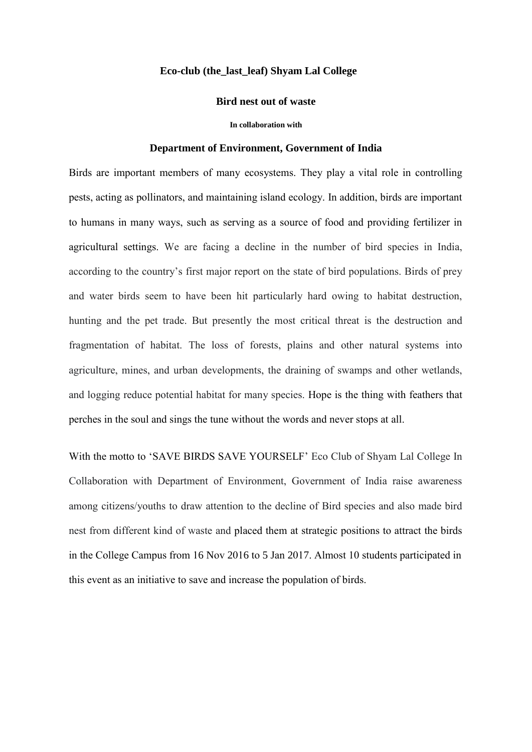**Eco-club (the_last_leaf) Shyam Lal College**

**Bird nest out of waste**

**In collaboration with**

**Department of Environment, Government of India**

Birds are important members of many ecosystems. They play a vital role in controlling pests, acting as pollinators, and maintaining island ecology. In addition, birds are important to humans in many ways, such as serving as a source of food and providing fertilizer in agricultural settings. We are facing a decline in the number of bird species in India, according to the country's first major report on the state of bird populations. Birds of prey and water birds seem to have been hit particularly hard owing to habitat destruction, hunting and the pet trade. But presently the most critical threat is the destruction and fragmentation of habitat. The loss of forests, plains and other natural systems into agriculture, mines, and urban developments, the draining of swamps and other wetlands, and logging reduce potential habitat for many species. Hope is the thing with feathers that perches in the soul and sings the tune without the words and never stops at all.

With the motto to 'SAVE BIRDS SAVE YOURSELF' Eco Club of Shyam Lal College In Collaboration with Department of Environment, Government of India raise awareness among citizens/youths to draw attention to the decline of Bird species and also made bird nest from different kind of waste and placed them at strategic positions to attract the birds in the College Campus from 16 Nov 2016 to 5 Jan 2017. Almost 10 students participated in this event as an initiative to save and increase the population of birds.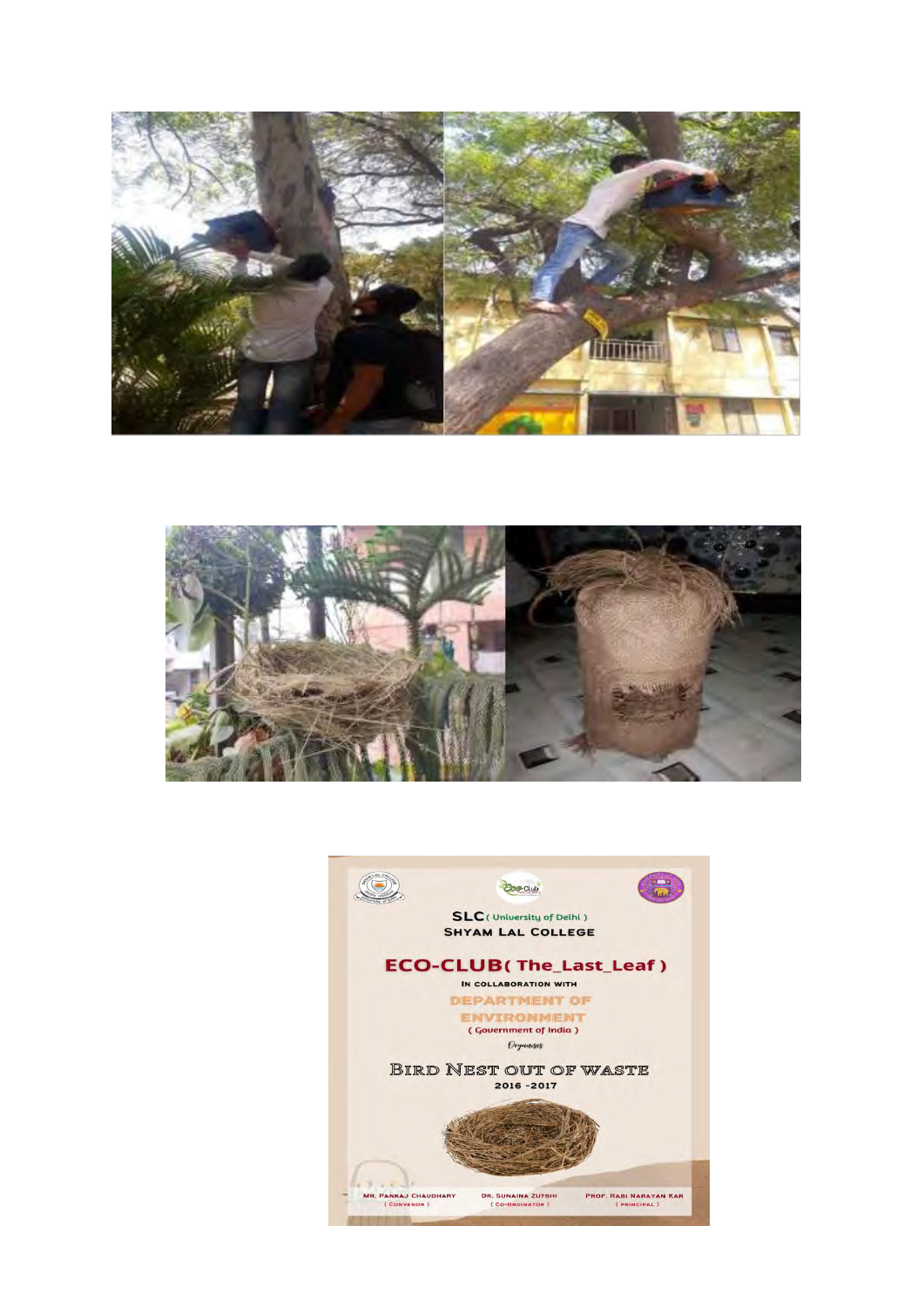SLC ( University of Delhi )
SHYAM LAL COLLEGE

ECO-CLUB ( The_Last_Leaf )

IN COLLABORATION WITH

DEPARTMENT OF ENVIRONMENT
( Government of India )

Organises

BIRD NEST OUT OF WASTE
2016 -2017

MR. PANKAJ CHAUDHARY ( CONVENOR )

DR. SUNAINA ZUTSHI ( CO-ORDINATOR )

PROF. RABI NARAYAN KAR ( PRINCIPAL )